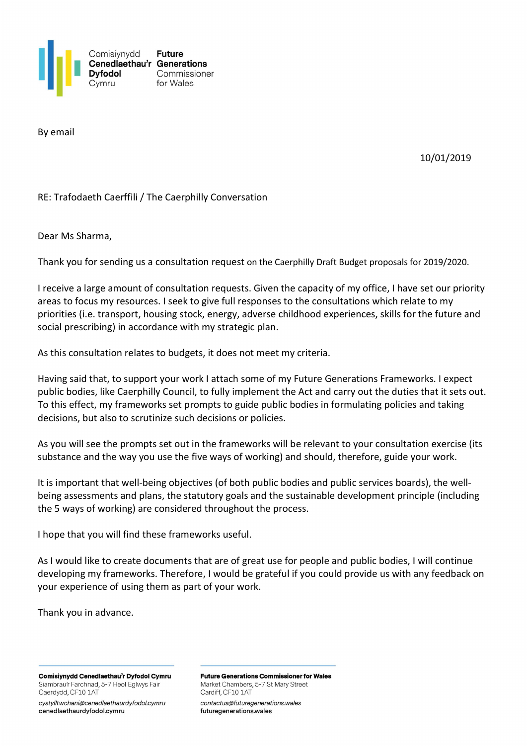Comisiynydd Cenedlaethau'r Dyfodol Cymru | **Future Generations** Commissioner for Wales

By email

10/01/2019

RE: Trafodaeth Caerffili / The Caerphilly Conversation

Dear Ms Sharma,

Thank you for sending us a consultation request on the Caerphilly Draft Budget proposals for 2019/2020.

I receive a large amount of consultation requests. Given the capacity of my office, I have set our priority areas to focus my resources. I seek to give full responses to the consultations which relate to my priorities (i.e. transport, housing stock, energy, adverse childhood experiences, skills for the future and social prescribing) in accordance with my strategic plan.

As this consultation relates to budgets, it does not meet my criteria.

Having said that, to support your work I attach some of my Future Generations Frameworks. I expect public bodies, like Caerphilly Council, to fully implement the Act and carry out the duties that it sets out. To this effect, my frameworks set prompts to guide public bodies in formulating policies and taking decisions, but also to scrutinize such decisions or policies.

As you will see the prompts set out in the frameworks will be relevant to your consultation exercise (its substance and the way you use the five ways of working) and should, therefore, guide your work.

It is important that well-being objectives (of both public bodies and public services boards), the well-being assessments and plans, the statutory goals and the sustainable development principle (including the 5 ways of working) are considered throughout the process.

I hope that you will find these frameworks useful.

As I would like to create documents that are of great use for people and public bodies, I will continue developing my frameworks. Therefore, I would be grateful if you could provide us with any feedback on your experience of using them as part of your work.

Thank you in advance.

**Comisiynydd Cenedlaethau'r Dyfodol Cymru**
Siambrau'r Farchnad, 5-7 Heol Eglwys Fair
Caerdydd, CF10 1AT
*cystylltwchani@cenedlaethaurdyfodol.cymru*
cenedlaethaurdyfodol.cymru

**Future Generations Commissioner for Wales**
Market Chambers, 5-7 St Mary Street
Cardiff, CF10 1AT
*contactus@futuregenerations.wales*
futuregenerations.wales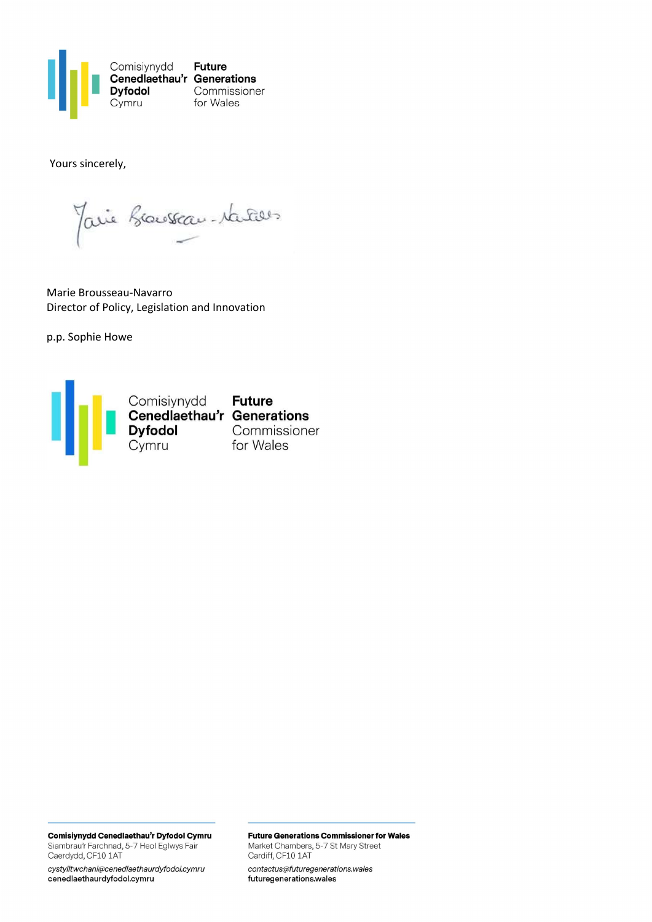Comisiynydd Cenedlaethau'r Dyfodol Cymru | Future Generations Commissioner for Wales

Yours sincerely,

Marie Brousseau-Navarro
Director of Policy, Legislation and Innovation

p.p. Sophie Howe

Comisiynydd Cenedlaethau'r Dyfodol Cymru | Future Generations Commissioner for Wales

**Comisiynydd Cenedlaethau'r Dyfodol Cymru**
Siambrau'r Farchnad, 5-7 Heol Eglwys Fair
Caerdydd, CF10 1AT
*cystylltwchani@cenedlaethaurdyfodol.cymru*
cenedlaethaurdyfodol.cymru

**Future Generations Commissioner for Wales**
Market Chambers, 5-7 St Mary Street
Cardiff, CF10 1AT
*contactus@futuregenerations.wales*
futuregenerations.wales